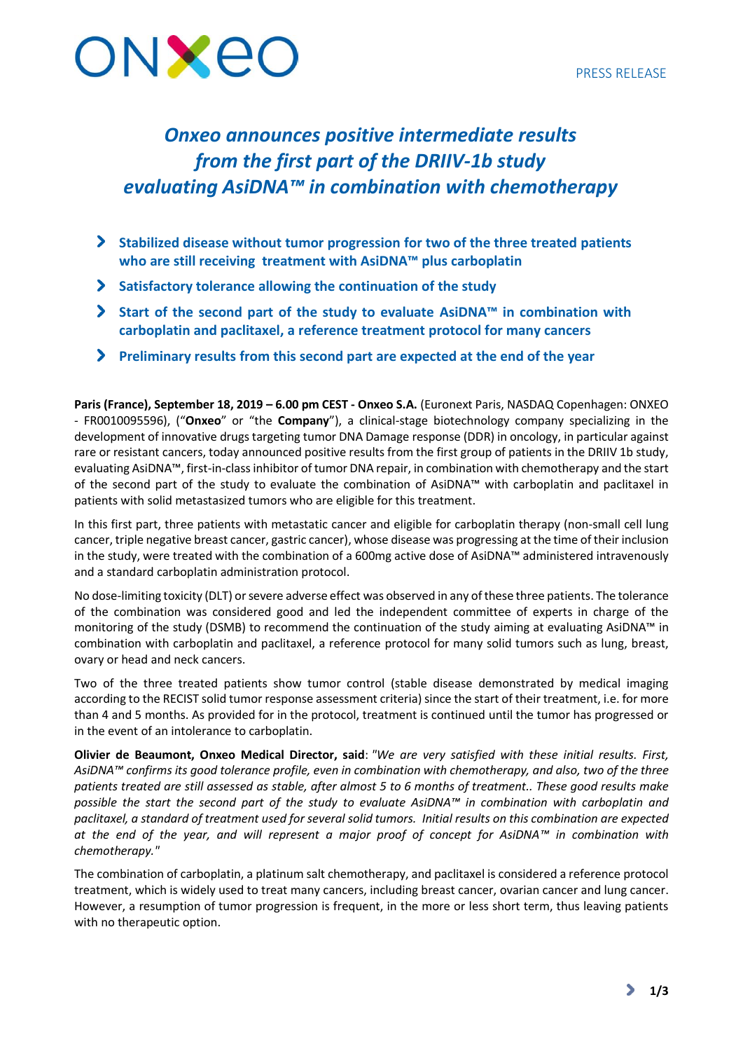PRESS RELEASE

# *Onxeo announces positive intermediate results from the first part of the DRIIV-1b study evaluating AsiDNA™ in combination with chemotherapy*

- **Stabilized disease without tumor progression for two of the three treated patients who are still receiving treatment with AsiDNA™ plus carboplatin**
- **Satisfactory tolerance allowing the continuation of the study**
- **Start of the second part of the study to evaluate AsiDNA™ in combination with carboplatin and paclitaxel, a reference treatment protocol for many cancers**
- **Preliminary results from this second part are expected at the end of the year**

**Paris (France), September 18, 2019 – 6.00 pm CEST - Onxeo S.A.** (Euronext Paris, NASDAQ Copenhagen: ONXEO - FR0010095596), ("**Onxeo**" or "the **Company**"), a clinical-stage biotechnology company specializing in the development of innovative drugs targeting tumor DNA Damage response (DDR) in oncology, in particular against rare or resistant cancers, today announced positive results from the first group of patients in the DRIIV 1b study, evaluating AsiDNA™, first-in-class inhibitor of tumor DNA repair, in combination with chemotherapy and the start of the second part of the study to evaluate the combination of AsiDNA™ with carboplatin and paclitaxel in patients with solid metastasized tumors who are eligible for this treatment.

In this first part, three patients with metastatic cancer and eligible for carboplatin therapy (non-small cell lung cancer, triple negative breast cancer, gastric cancer), whose disease was progressing at the time of their inclusion in the study, were treated with the combination of a 600mg active dose of AsiDNA™ administered intravenously and a standard carboplatin administration protocol.

No dose-limiting toxicity (DLT) or severe adverse effect was observed in any of these three patients. The tolerance of the combination was considered good and led the independent committee of experts in charge of the monitoring of the study (DSMB) to recommend the continuation of the study aiming at evaluating AsiDNA™ in combination with carboplatin and paclitaxel, a reference protocol for many solid tumors such as lung, breast, ovary or head and neck cancers.

Two of the three treated patients show tumor control (stable disease demonstrated by medical imaging according to the RECIST solid tumor response assessment criteria) since the start of their treatment, i.e. for more than 4 and 5 months. As provided for in the protocol, treatment is continued until the tumor has progressed or in the event of an intolerance to carboplatin.

**Olivier de Beaumont, Onxeo Medical Director, said**: *"We are very satisfied with these initial results. First, AsiDNA™ confirms its good tolerance profile, even in combination with chemotherapy, and also, two of the three patients treated are still assessed as stable, after almost 5 to 6 months of treatment.. These good results make possible the start the second part of the study to evaluate AsiDNA™ in combination with carboplatin and paclitaxel, a standard of treatment used for several solid tumors. Initial results on this combination are expected at the end of the year, and will represent a major proof of concept for AsiDNA™ in combination with chemotherapy."*

The combination of carboplatin, a platinum salt chemotherapy, and paclitaxel is considered a reference protocol treatment, which is widely used to treat many cancers, including breast cancer, ovarian cancer and lung cancer. However, a resumption of tumor progression is frequent, in the more or less short term, thus leaving patients with no therapeutic option.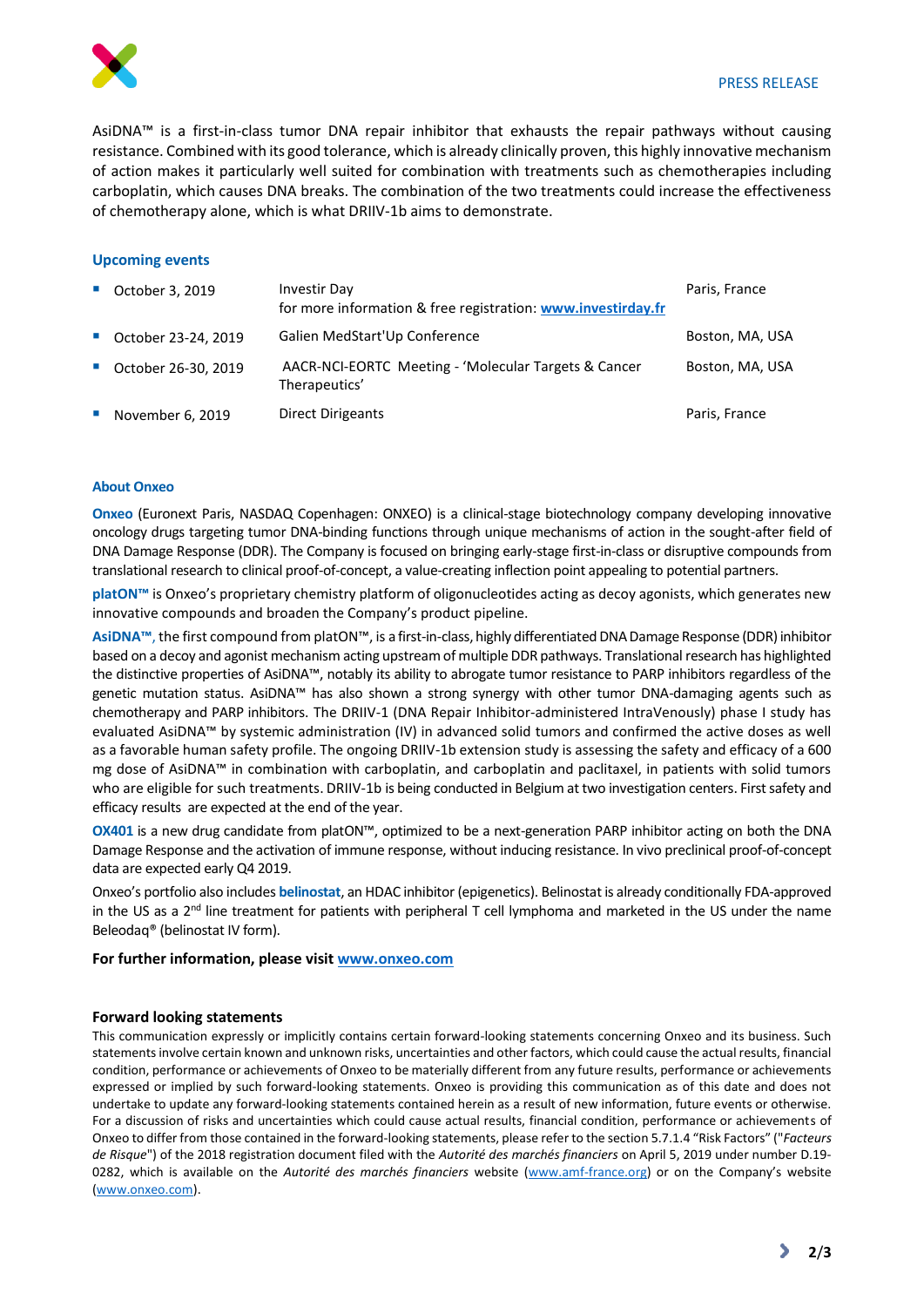AsiDNA™ is a first-in-class tumor DNA repair inhibitor that exhausts the repair pathways without causing resistance. Combined with its good tolerance, which is already clinically proven, this highly innovative mechanism of action makes it particularly well suited for combination with treatments such as chemotherapies including carboplatin, which causes DNA breaks. The combination of the two treatments could increase the effectiveness of chemotherapy alone, which is what DRIIV-1b aims to demonstrate.

### Upcoming events

| Date | Event | Location |
|---|---|---|
| October 3, 2019 | Investir Day<br>for more information & free registration: **www.investirday.fr** | Paris, France |
| October 23-24, 2019 | Galien MedStart'Up Conference | Boston, MA, USA |
| October 26-30, 2019 | AACR-NCI-EORTC Meeting - 'Molecular Targets & Cancer Therapeutics' | Boston, MA, USA |
| November 6, 2019 | Direct Dirigeants | Paris, France |

### About Onxeo

**Onxeo** (Euronext Paris, NASDAQ Copenhagen: ONXEO) is a clinical-stage biotechnology company developing innovative oncology drugs targeting tumor DNA-binding functions through unique mechanisms of action in the sought-after field of DNA Damage Response (DDR). The Company is focused on bringing early-stage first-in-class or disruptive compounds from translational research to clinical proof-of-concept, a value-creating inflection point appealing to potential partners.

**platON™** is Onxeo's proprietary chemistry platform of oligonucleotides acting as decoy agonists, which generates new innovative compounds and broaden the Company's product pipeline.

**AsiDNA™**, the first compound from platON™, is a first-in-class, highly differentiated DNA Damage Response (DDR) inhibitor based on a decoy and agonist mechanism acting upstream of multiple DDR pathways. Translational research has highlighted the distinctive properties of AsiDNA™, notably its ability to abrogate tumor resistance to PARP inhibitors regardless of the genetic mutation status. AsiDNA™ has also shown a strong synergy with other tumor DNA-damaging agents such as chemotherapy and PARP inhibitors. The DRIIV-1 (DNA Repair Inhibitor-administered IntraVenously) phase I study has evaluated AsiDNA™ by systemic administration (IV) in advanced solid tumors and confirmed the active doses as well as a favorable human safety profile. The ongoing DRIIV-1b extension study is assessing the safety and efficacy of a 600 mg dose of AsiDNA™ in combination with carboplatin, and carboplatin and paclitaxel, in patients with solid tumors who are eligible for such treatments. DRIIV-1b is being conducted in Belgium at two investigation centers. First safety and efficacy results are expected at the end of the year.

**OX401** is a new drug candidate from platON™, optimized to be a next-generation PARP inhibitor acting on both the DNA Damage Response and the activation of immune response, without inducing resistance. In vivo preclinical proof-of-concept data are expected early Q4 2019.

Onxeo's portfolio also includes **belinostat**, an HDAC inhibitor (epigenetics). Belinostat is already conditionally FDA-approved in the US as a 2[nd] line treatment for patients with peripheral T cell lymphoma and marketed in the US under the name Beleodaq® (belinostat IV form).

**For further information, please visit www.onxeo.com**

### Forward looking statements

This communication expressly or implicitly contains certain forward-looking statements concerning Onxeo and its business. Such statements involve certain known and unknown risks, uncertainties and other factors, which could cause the actual results, financial condition, performance or achievements of Onxeo to be materially different from any future results, performance or achievements expressed or implied by such forward-looking statements. Onxeo is providing this communication as of this date and does not undertake to update any forward-looking statements contained herein as a result of new information, future events or otherwise. For a discussion of risks and uncertainties which could cause actual results, financial condition, performance or achievements of Onxeo to differ from those contained in the forward-looking statements, please refer to the section 5.7.1.4 "Risk Factors" ("*Facteurs de Risque*") of the 2018 registration document filed with the *Autorité des marchés financiers* on April 5, 2019 under number D.19-0282, which is available on the *Autorité des marchés financiers* website (www.amf-france.org) or on the Company's website (www.onxeo.com).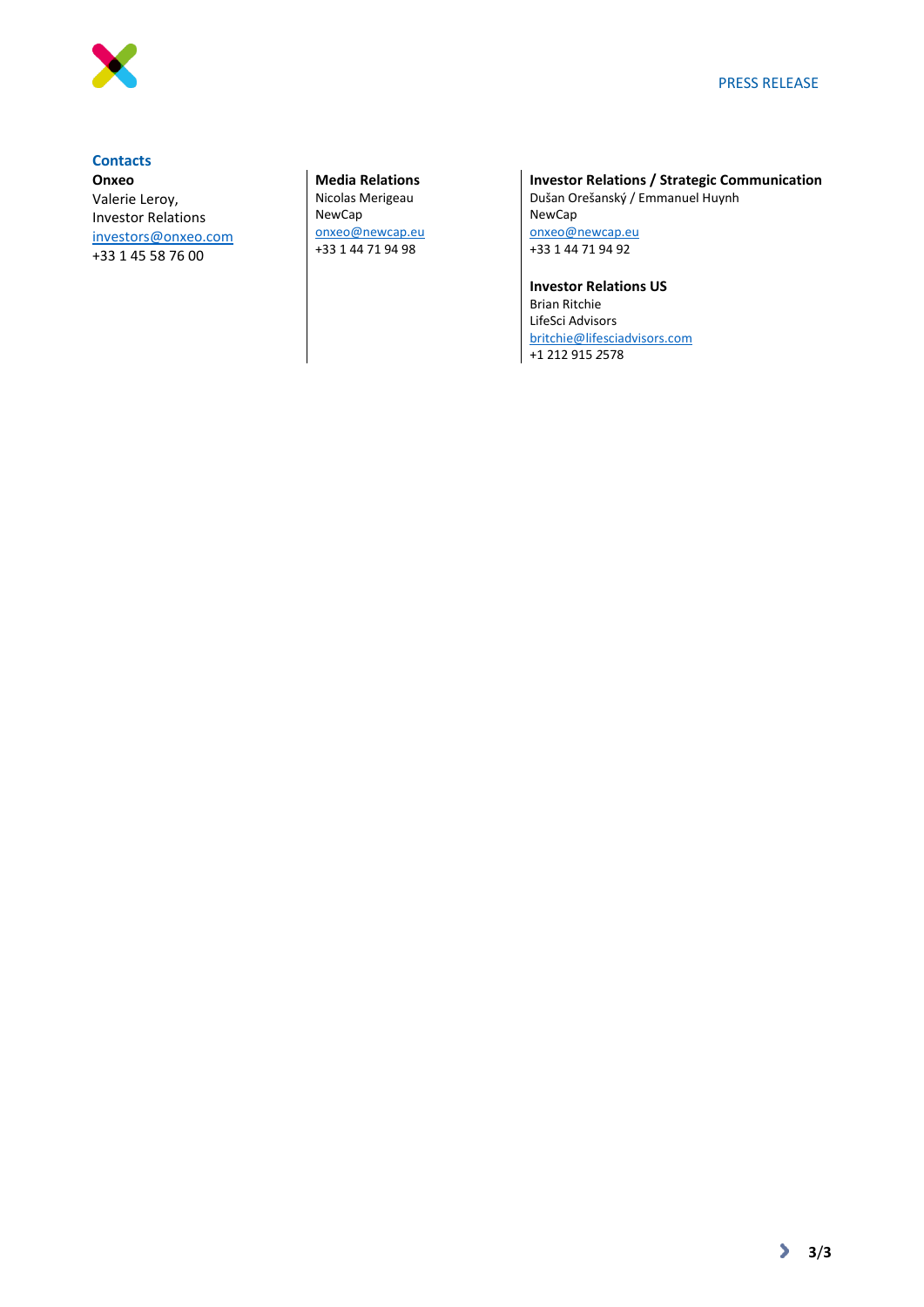## Contacts

**Onxeo**
Valerie Leroy,
Investor Relations
investors@onxeo.com
+33 1 45 58 76 00

**Media Relations**
Nicolas Merigeau
NewCap
onxeo@newcap.eu
+33 1 44 71 94 98

**Investor Relations / Strategic Communication**
Dušan Orešanský / Emmanuel Huynh
NewCap
onxeo@newcap.eu
+33 1 44 71 94 92

**Investor Relations US**
Brian Ritchie
LifeSci Advisors
britchie@lifesciadvisors.com
+1 212 915 2578